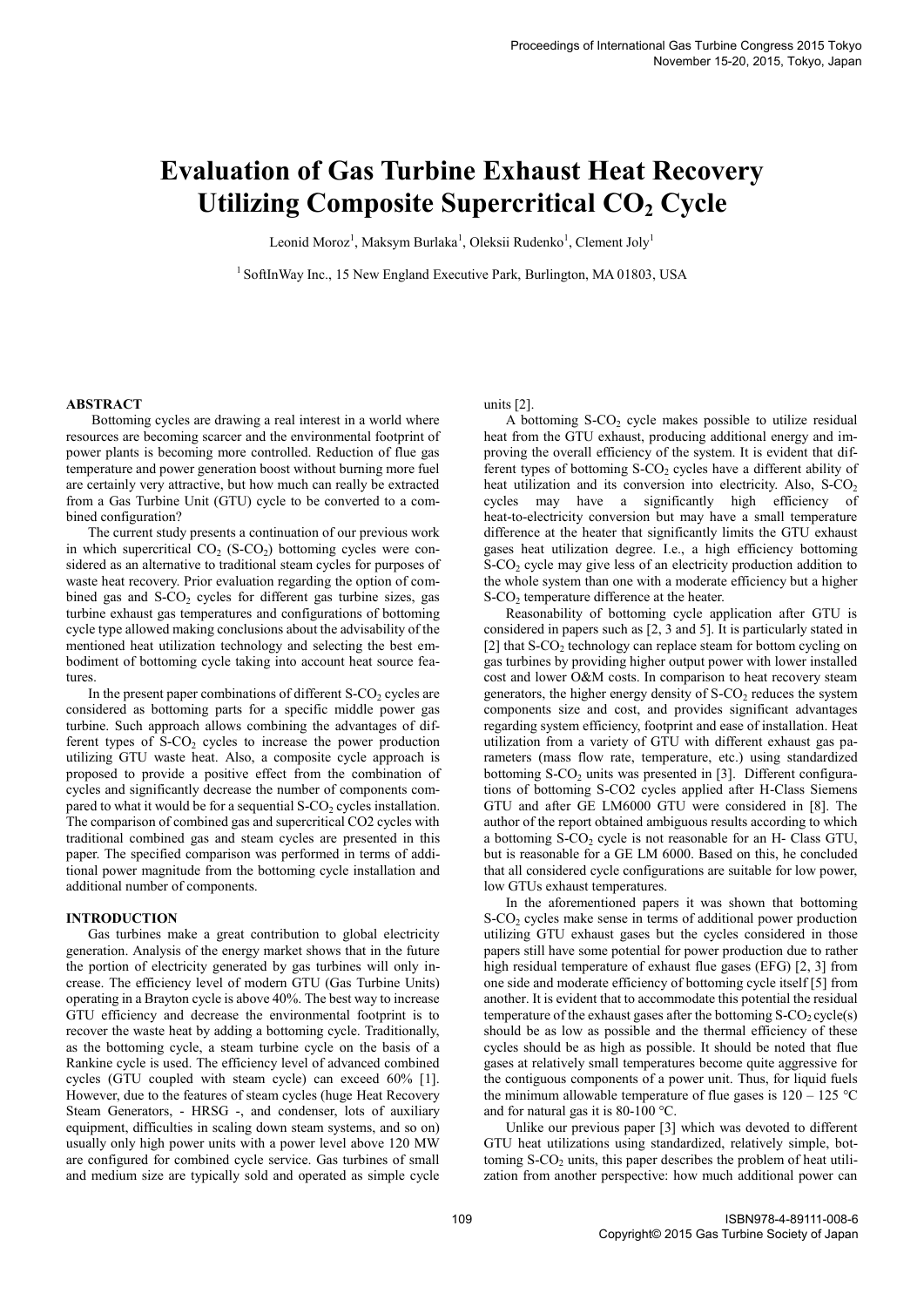// Page 1 of 7 — header/footer metadata omitted

# Evaluation of Gas Turbine Exhaust Heat Recovery Utilizing Composite Supercritical $CO_2$ Cycle

Leonid Moroz[1], Maksym Burlaka[1], Oleksii Rudenko[1], Clement Joly[1]

[1] SoftInWay Inc., 15 New England Executive Park, Burlington, MA 01803, USA

## ABSTRACT

Bottoming cycles are drawing a real interest in a world where resources are becoming scarcer and the environmental footprint of power plants is becoming more controlled. Reduction of flue gas temperature and power generation boost without burning more fuel are certainly very attractive, but how much can really be extracted from a Gas Turbine Unit (GTU) cycle to be converted to a combined configuration?

The current study presents a continuation of our previous work in which supercritical $CO_2$ (S-$CO_2$) bottoming cycles were considered as an alternative to traditional steam cycles for purposes of waste heat recovery. Prior evaluation regarding the option of combined gas and S-$CO_2$ cycles for different gas turbine sizes, gas turbine exhaust gas temperatures and configurations of bottoming cycle type allowed making conclusions about the advisability of the mentioned heat utilization technology and selecting the best embodiment of bottoming cycle taking into account heat source features.

In the present paper combinations of different S-$CO_2$ cycles are considered as bottoming parts for a specific middle power gas turbine. Such approach allows combining the advantages of different types of S-$CO_2$ cycles to increase the power production utilizing GTU waste heat. Also, a composite cycle approach is proposed to provide a positive effect from the combination of cycles and significantly decrease the number of components compared to what it would be for a sequential S-$CO_2$ cycles installation. The comparison of combined gas and supercritical CO2 cycles with traditional combined gas and steam cycles are presented in this paper. The specified comparison was performed in terms of additional power magnitude from the bottoming cycle installation and additional number of components.

## INTRODUCTION

Gas turbines make a great contribution to global electricity generation. Analysis of the energy market shows that in the future the portion of electricity generated by gas turbines will only increase. The efficiency level of modern GTU (Gas Turbine Units) operating in a Brayton cycle is above 40%. The best way to increase GTU efficiency and decrease the environmental footprint is to recover the waste heat by adding a bottoming cycle. Traditionally, as the bottoming cycle, a steam turbine cycle on the basis of a Rankine cycle is used. The efficiency level of advanced combined cycles (GTU coupled with steam cycle) can exceed 60% [1]. However, due to the features of steam cycles (huge Heat Recovery Steam Generators, - HRSG -, and condenser, lots of auxiliary equipment, difficulties in scaling down steam systems, and so on) usually only high power units with a power level above 120 MW are configured for combined cycle service. Gas turbines of small and medium size are typically sold and operated as simple cycle units [2].

A bottoming S-$CO_2$ cycle makes possible to utilize residual heat from the GTU exhaust, producing additional energy and improving the overall efficiency of the system. It is evident that different types of bottoming S-$CO_2$ cycles have a different ability of heat utilization and its conversion into electricity. Also, S-$CO_2$ cycles may have a significantly high efficiency of heat-to-electricity conversion but may have a small temperature difference at the heater that significantly limits the GTU exhaust gases heat utilization degree. I.e., a high efficiency bottoming S-$CO_2$ cycle may give less of an electricity production addition to the whole system than one with a moderate efficiency but a higher S-$CO_2$ temperature difference at the heater.

Reasonability of bottoming cycle application after GTU is considered in papers such as [2, 3 and 5]. It is particularly stated in [2] that S-$CO_2$ technology can replace steam for bottom cycling on gas turbines by providing higher output power with lower installed cost and lower O&M costs. In comparison to heat recovery steam generators, the higher energy density of S-$CO_2$ reduces the system components size and cost, and provides significant advantages regarding system efficiency, footprint and ease of installation. Heat utilization from a variety of GTU with different exhaust gas parameters (mass flow rate, temperature, etc.) using standardized bottoming S-$CO_2$ units was presented in [3]. Different configurations of bottoming S-CO2 cycles applied after H-Class Siemens GTU and after GE LM6000 GTU were considered in [8]. The author of the report obtained ambiguous results according to which a bottoming S-$CO_2$ cycle is not reasonable for an H- Class GTU, but is reasonable for a GE LM 6000. Based on this, he concluded that all considered cycle configurations are suitable for low power, low GTUs exhaust temperatures.

In the aforementioned papers it was shown that bottoming S-$CO_2$ cycles make sense in terms of additional power production utilizing GTU exhaust gases but the cycles considered in those papers still have some potential for power production due to rather high residual temperature of exhaust flue gases (EFG) [2, 3] from one side and moderate efficiency of bottoming cycle itself [5] from another. It is evident that to accommodate this potential the residual temperature of the exhaust gases after the bottoming S-$CO_2$ cycle(s) should be as low as possible and the thermal efficiency of these cycles should be as high as possible. It should be noted that flue gases at relatively small temperatures become quite aggressive for the contiguous components of a power unit. Thus, for liquid fuels the minimum allowable temperature of flue gases is 120 – 125 °C and for natural gas it is 80-100 °C.

Unlike our previous paper [3] which was devoted to different GTU heat utilizations using standardized, relatively simple, bottoming S-$CO_2$ units, this paper describes the problem of heat utilization from another perspective: how much additional power can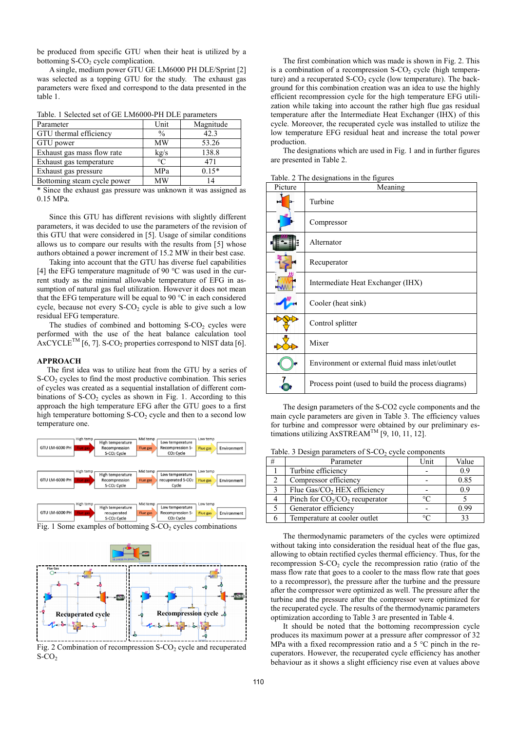be produced from specific GTU when their heat is utilized by a bottoming S-$CO_2$ cycle complication.

A single, medium power GTU GE LM6000 PH DLE/Sprint [2] was selected as a topping GTU for the study. The exhaust gas parameters were fixed and correspond to the data presented in the table 1.

Table. 1 Selected set of GE LM6000-PH DLE parameters

| Parameter | Unit | Magnitude |
|---|---|---|
| GTU thermal efficiency | % | 42.3 |
| GTU power | MW | 53.26 |
| Exhaust gas mass flow rate | kg/s | 138.8 |
| Exhaust gas temperature | °C | 471 |
| Exhaust gas pressure | MPa | 0.15* |
| Bottoming steam cycle power | MW | 14 |

\* Since the exhaust gas pressure was unknown it was assigned as 0.15 MPa.

Since this GTU has different revisions with slightly different parameters, it was decided to use the parameters of the revision of this GTU that were considered in [5]. Usage of similar conditions allows us to compare our results with the results from [5] whose authors obtained a power increment of 15.2 MW in their best case.

Taking into account that the GTU has diverse fuel capabilities [4] the EFG temperature magnitude of 90 °C was used in the current study as the minimal allowable temperature of EFG in assumption of natural gas fuel utilization. However it does not mean that the EFG temperature will be equal to 90 °C in each considered cycle, because not every S-$CO_2$ cycle is able to give such a low residual EFG temperature.

The studies of combined and bottoming S-$CO_2$ cycles were performed with the use of the heat balance calculation tool AxCYCLE™ [6, 7]. S-$CO_2$ properties correspond to NIST data [6].

## APPROACH

The first idea was to utilize heat from the GTU by a series of S-$CO_2$ cycles to find the most productive combination. This series of cycles was created as a sequential installation of different combinations of S-$CO_2$ cycles as shown in Fig. 1. According to this approach the high temperature EFG after the GTU goes to a first high temperature bottoming S-$CO_2$ cycle and then to a second low temperature one.

Fig. 1 Some examples of bottoming S-$CO_2$ cycles combinations

Fig. 2 Combination of recompression S-$CO_2$ cycle and recuperated S-$CO_2$

The first combination which was made is shown in Fig. 2. This is a combination of a recompression S-$CO_2$ cycle (high temperature) and a recuperated S-$CO_2$ cycle (low temperature). The background for this combination creation was an idea to use the highly efficient recompression cycle for the high temperature EFG utilization while taking into account the rather high flue gas residual temperature after the Intermediate Heat Exchanger (IHX) of this cycle. Moreover, the recuperated cycle was installed to utilize the low temperature EFG residual heat and increase the total power production.

The designations which are used in Fig. 1 and in further figures are presented in Table 2.

Table. 2 The designations in the figures

| Picture | Meaning |
|---|---|
| | Turbine |
| | Compressor |
| | Alternator |
| | Recuperator |
| | Intermediate Heat Exchanger (IHX) |
| | Cooler (heat sink) |
| | Control splitter |
| | Mixer |
| | Environment or external fluid mass inlet/outlet |
| | Process point (used to build the process diagrams) |

The design parameters of the S-CO2 cycle components and the main cycle parameters are given in Table 3. The efficiency values for turbine and compressor were obtained by our preliminary estimations utilizing AxSTREAM™ [9, 10, 11, 12].

Table. 3 Design parameters of S-$CO_2$ cycle components

| # | Parameter | Unit | Value |
|---|---|---|---|
| 1 | Turbine efficiency | - | 0.9 |
| 2 | Compressor efficiency | - | 0.85 |
| 3 | Flue Gas/$CO_2$ HEX efficiency | - | 0.9 |
| 4 | Pinch for $CO_2$/$CO_2$ recuperator | °C | 5 |
| 5 | Generator efficiency | - | 0.99 |
| 6 | Temperature at cooler outlet | °C | 33 |

The thermodynamic parameters of the cycles were optimized without taking into consideration the residual heat of the flue gas, allowing to obtain rectified cycles thermal efficiency. Thus, for the recompression S-$CO_2$ cycle the recompression ratio (ratio of the mass flow rate that goes to a cooler to the mass flow rate that goes to a recompressor), the pressure after the turbine and the pressure after the compressor were optimized as well. The pressure after the turbine and the pressure after the compressor were optimized for the recuperated cycle. The results of the thermodynamic parameters optimization according to Table 3 are presented in Table 4.

It should be noted that the bottoming recompression cycle produces its maximum power at a pressure after compressor of 32 MPa with a fixed recompression ratio and a 5 °C pinch in the recuperators. However, the recuperated cycle efficiency has another behaviour as it shows a slight efficiency rise even at values above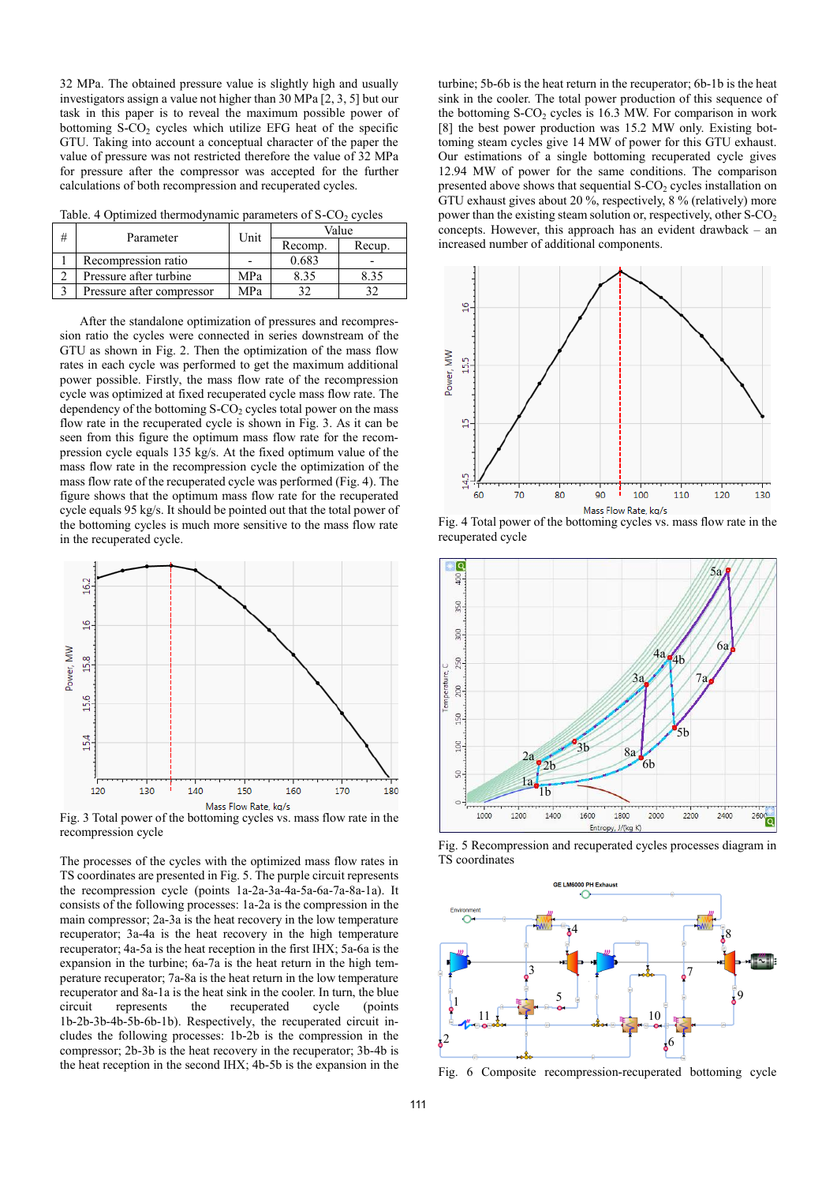32 MPa. The obtained pressure value is slightly high and usually investigators assign a value not higher than 30 MPa [2, 3, 5] but our task in this paper is to reveal the maximum possible power of bottoming S-$CO_2$ cycles which utilize EFG heat of the specific GTU. Taking into account a conceptual character of the paper the value of pressure was not restricted therefore the value of 32 MPa for pressure after the compressor was accepted for the further calculations of both recompression and recuperated cycles.

Table. 4 Optimized thermodynamic parameters of S-$CO_2$ cycles

| # | Parameter | Unit | Value | |
|---|---|---|---|---|
| | | | Recomp. | Recup. |
| 1 | Recompression ratio | - | 0.683 | - |
| 2 | Pressure after turbine | MPa | 8.35 | 8.35 |
| 3 | Pressure after compressor | MPa | 32 | 32 |

After the standalone optimization of pressures and recompression ratio the cycles were connected in series downstream of the GTU as shown in Fig. 2. Then the optimization of the mass flow rates in each cycle was performed to get the maximum additional power possible. Firstly, the mass flow rate of the recompression cycle was optimized at fixed recuperated cycle mass flow rate. The dependency of the bottoming S-$CO_2$ cycles total power on the mass flow rate in the recuperated cycle is shown in Fig. 3. As it can be seen from this figure the optimum mass flow rate for the recompression cycle equals 135 kg/s. At the fixed optimum value of the mass flow rate in the recompression cycle the optimization of the mass flow rate of the recuperated cycle was performed (Fig. 4). The figure shows that the optimum mass flow rate for the recuperated cycle equals 95 kg/s. It should be pointed out that the total power of the bottoming cycles is much more sensitive to the mass flow rate in the recuperated cycle.

Fig. 3 Total power of the bottoming cycles vs. mass flow rate in the recompression cycle

The processes of the cycles with the optimized mass flow rates in TS coordinates are presented in Fig. 5. The purple circuit represents the recompression cycle (points 1a-2a-3a-4a-5a-6a-7a-8a-1a). It consists of the following processes: 1a-2a is the compression in the main compressor; 2a-3a is the heat recovery in the low temperature recuperator; 3a-4a is the heat recovery in the high temperature recuperator; 4a-5a is the heat reception in the first IHX; 5a-6a is the expansion in the turbine; 6a-7a is the heat return in the high temperature recuperator; 7a-8a is the heat return in the low temperature recuperator and 8a-1a is the heat sink in the cooler. In turn, the blue circuit represents the recuperated cycle (points 1b-2b-3b-4b-5b-6b-1b). Respectively, the recuperated circuit includes the following processes: 1b-2b is the compression in the compressor; 2b-3b is the heat recovery in the recuperator; 3b-4b is the heat reception in the second IHX; 4b-5b is the expansion in the turbine; 5b-6b is the heat return in the recuperator; 6b-1b is the heat sink in the cooler. The total power production of this sequence of the bottoming S-$CO_2$ cycles is 16.3 MW. For comparison in work [8] the best power production was 15.2 MW only. Existing bottoming steam cycles give 14 MW of power for this GTU exhaust. Our estimations of a single bottoming recuperated cycle gives 12.94 MW of power for the same conditions. The comparison presented above shows that sequential S-$CO_2$ cycles installation on GTU exhaust gives about 20 %, respectively, 8 % (relatively) more power than the existing steam solution or, respectively, other S-$CO_2$ concepts. However, this approach has an evident drawback – an increased number of additional components.

Fig. 4 Total power of the bottoming cycles vs. mass flow rate in the recuperated cycle

Fig. 5 Recompression and recuperated cycles processes diagram in TS coordinates

Fig. 6 Composite recompression-recuperated bottoming cycle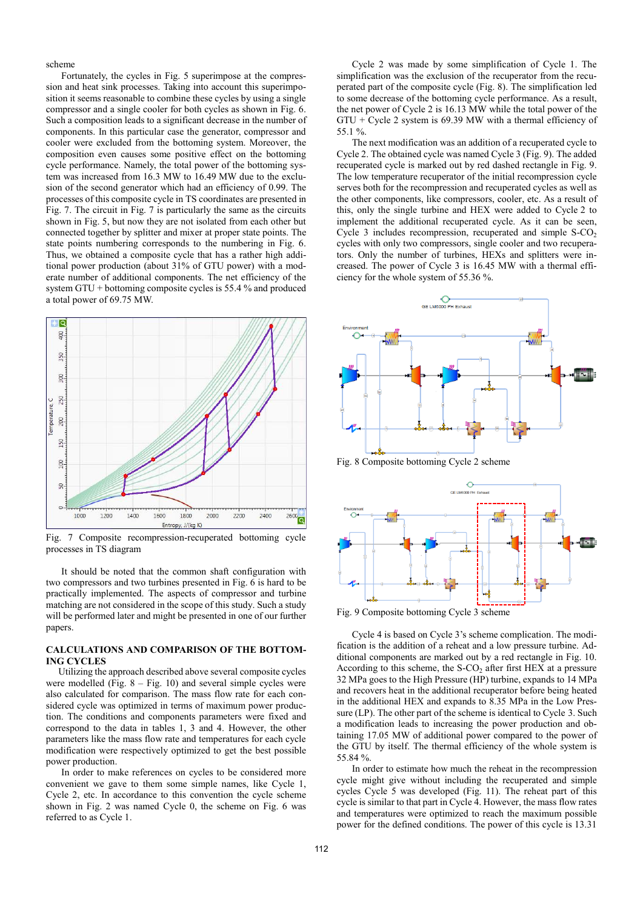scheme

Fortunately, the cycles in Fig. 5 superimpose at the compression and heat sink processes. Taking into account this superimposition it seems reasonable to combine these cycles by using a single compressor and a single cooler for both cycles as shown in Fig. 6. Such a composition leads to a significant decrease in the number of components. In this particular case the generator, compressor and cooler were excluded from the bottoming system. Moreover, the composition even causes some positive effect on the bottoming cycle performance. Namely, the total power of the bottoming system was increased from 16.3 MW to 16.49 MW due to the exclusion of the second generator which had an efficiency of 0.99. The processes of this composite cycle in TS coordinates are presented in Fig. 7. The circuit in Fig. 7 is particularly the same as the circuits shown in Fig. 5, but now they are not isolated from each other but connected together by splitter and mixer at proper state points. The state points numbering corresponds to the numbering in Fig. 6. Thus, we obtained a composite cycle that has a rather high additional power production (about 31% of GTU power) with a moderate number of additional components. The net efficiency of the system GTU + bottoming composite cycles is 55.4 % and produced a total power of 69.75 MW.

Fig. 7 Composite recompression-recuperated bottoming cycle processes in TS diagram

It should be noted that the common shaft configuration with two compressors and two turbines presented in Fig. 6 is hard to be practically implemented. The aspects of compressor and turbine matching are not considered in the scope of this study. Such a study will be performed later and might be presented in one of our further papers.

## CALCULATIONS AND COMPARISON OF THE BOTTOMING CYCLES

Utilizing the approach described above several composite cycles were modelled (Fig. 8 – Fig. 10) and several simple cycles were also calculated for comparison. The mass flow rate for each considered cycle was optimized in terms of maximum power production. The conditions and components parameters were fixed and correspond to the data in tables 1, 3 and 4. However, the other parameters like the mass flow rate and temperatures for each cycle modification were respectively optimized to get the best possible power production.

In order to make references on cycles to be considered more convenient we gave to them some simple names, like Cycle 1, Cycle 2, etc. In accordance to this convention the cycle scheme shown in Fig. 2 was named Cycle 0, the scheme on Fig. 6 was referred to as Cycle 1.

Cycle 2 was made by some simplification of Cycle 1. The simplification was the exclusion of the recuperator from the recuperated part of the composite cycle (Fig. 8). The simplification led to some decrease of the bottoming cycle performance. As a result, the net power of Cycle 2 is 16.13 MW while the total power of the GTU + Cycle 2 system is 69.39 MW with a thermal efficiency of 55.1 %.

The next modification was an addition of a recuperated cycle to Cycle 2. The obtained cycle was named Cycle 3 (Fig. 9). The added recuperated cycle is marked out by red dashed rectangle in Fig. 9. The low temperature recuperator of the initial recompression cycle serves both for the recompression and recuperated cycles as well as the other components, like compressors, cooler, etc. As a result of this, only the single turbine and HEX were added to Cycle 2 to implement the additional recuperated cycle. As it can be seen, Cycle 3 includes recompression, recuperated and simple S-$CO_2$ cycles with only two compressors, single cooler and two recuperators. Only the number of turbines, HEXs and splitters were increased. The power of Cycle 3 is 16.45 MW with a thermal efficiency for the whole system of 55.36 %.

Fig. 8 Composite bottoming Cycle 2 scheme

Fig. 9 Composite bottoming Cycle 3 scheme

Cycle 4 is based on Cycle 3's scheme complication. The modification is the addition of a reheat and a low pressure turbine. Additional components are marked out by a red rectangle in Fig. 10. According to this scheme, the S-$CO_2$ after first HEX at a pressure 32 MPa goes to the High Pressure (HP) turbine, expands to 14 MPa and recovers heat in the additional recuperator before being heated in the additional HEX and expands to 8.35 MPa in the Low Pressure (LP). The other part of the scheme is identical to Cycle 3. Such a modification leads to increasing the power production and obtaining 17.05 MW of additional power compared to the power of the GTU by itself. The thermal efficiency of the whole system is 55.84 %.

In order to estimate how much the reheat in the recompression cycle might give without including the recuperated and simple cycles Cycle 5 was developed (Fig. 11). The reheat part of this cycle is similar to that part in Cycle 4. However, the mass flow rates and temperatures were optimized to reach the maximum possible power for the defined conditions. The power of this cycle is 13.31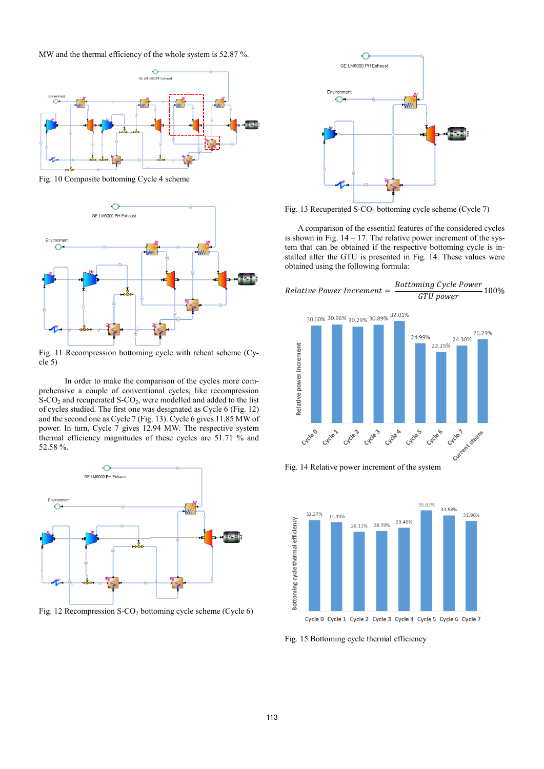MW and the thermal efficiency of the whole system is 52.87 %.

Fig. 10 Composite bottoming Cycle 4 scheme

Fig. 11 Recompression bottoming cycle with reheat scheme (Cycle 5)

In order to make the comparison of the cycles more comprehensive a couple of conventional cycles, like recompression $S\text{-}CO_2$ and recuperated $S\text{-}CO_2$, were modelled and added to the list of cycles studied. The first one was designated as Cycle 6 (Fig. 12) and the second one as Cycle 7 (Fig. 13). Cycle 6 gives 11.85 MW of power. In turn, Cycle 7 gives 12.94 MW. The respective system thermal efficiency magnitudes of these cycles are 51.71 % and 52.58 %.

Fig. 12 Recompression $S\text{-}CO_2$ bottoming cycle scheme (Cycle 6)

Fig. 13 Recuperated $S\text{-}CO_2$ bottoming cycle scheme (Cycle 7)

A comparison of the essential features of the considered cycles is shown in Fig. 14 – 17. The relative power increment of the system that can be obtained if the respective bottoming cycle is installed after the GTU is presented in Fig. 14. These values were obtained using the following formula:

$$Relative\ Power\ Increment = \frac{Bottoming\ Cycle\ Power}{GTU\ power} 100\%$$

Fig. 14 Relative power increment of the system

Fig. 15 Bottoming cycle thermal efficiency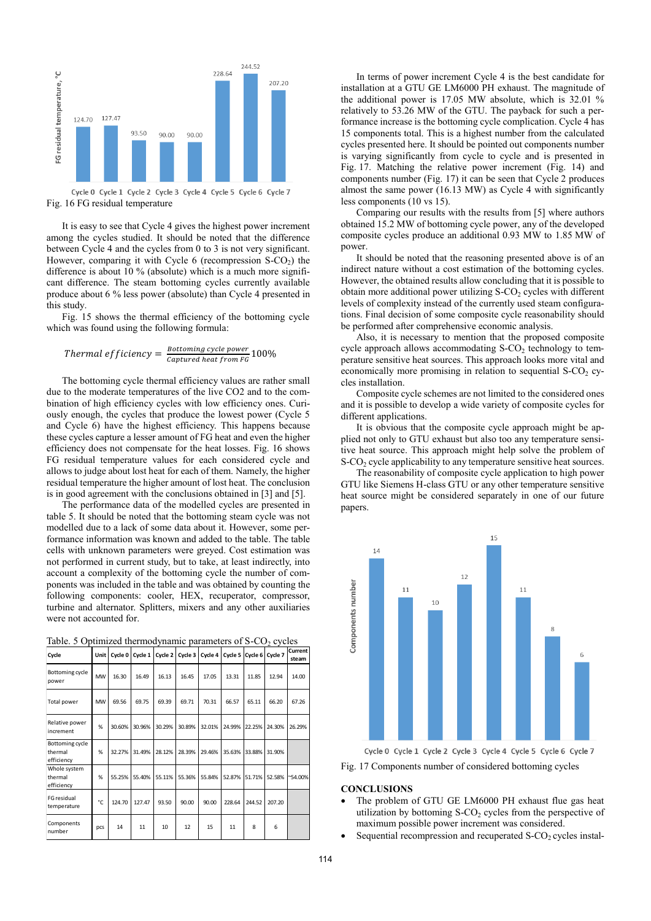Fig. 16 FG residual temperature

It is easy to see that Cycle 4 gives the highest power increment among the cycles studied. It should be noted that the difference between Cycle 4 and the cycles from 0 to 3 is not very significant. However, comparing it with Cycle 6 (recompression S-$CO_2$) the difference is about 10 % (absolute) which is a much more significant difference. The steam bottoming cycles currently available produce about 6 % less power (absolute) than Cycle 4 presented in this study.

Fig. 15 shows the thermal efficiency of the bottoming cycle which was found using the following formula:

$$Thermal\ efficiency = \frac{Bottoming\ cycle\ power}{Captured\ heat\ from\ FG} 100\%$$

The bottoming cycle thermal efficiency values are rather small due to the moderate temperatures of the live CO2 and to the combination of high efficiency cycles with low efficiency ones. Curiously enough, the cycles that produce the lowest power (Cycle 5 and Cycle 6) have the highest efficiency. This happens because these cycles capture a lesser amount of FG heat and even the higher efficiency does not compensate for the heat losses. Fig. 16 shows FG residual temperature values for each considered cycle and allows to judge about lost heat for each of them. Namely, the higher residual temperature the higher amount of lost heat. The conclusion is in good agreement with the conclusions obtained in [3] and [5].

The performance data of the modelled cycles are presented in table 5. It should be noted that the bottoming steam cycle was not modelled due to a lack of some data about it. However, some performance information was known and added to the table. The table cells with unknown parameters were greyed. Cost estimation was not performed in current study, but to take, at least indirectly, into account a complexity of the bottoming cycle the number of components was included in the table and was obtained by counting the following components: cooler, HEX, recuperator, compressor, turbine and alternator. Splitters, mixers and any other auxiliaries were not accounted for.

Table. 5 Optimized thermodynamic parameters of S-$CO_2$ cycles

| Cycle | Unit | Cycle 0 | Cycle 1 | Cycle 2 | Cycle 3 | Cycle 4 | Cycle 5 | Cycle 6 | Cycle 7 | Current steam |
|---|---|---|---|---|---|---|---|---|---|---|
| Bottoming cycle power | MW | 16.30 | 16.49 | 16.13 | 16.45 | 17.05 | 13.31 | 11.85 | 12.94 | 14.00 |
| Total power | MW | 69.56 | 69.75 | 69.39 | 69.71 | 70.31 | 66.57 | 65.11 | 66.20 | 67.26 |
| Relative power increment | % | 30.60% | 30.96% | 30.29% | 30.89% | 32.01% | 24.99% | 22.25% | 24.30% | 26.29% |
| Bottoming cycle thermal efficiency | % | 32.27% | 31.49% | 28.12% | 28.39% | 29.46% | 35.63% | 33.88% | 31.90% | |
| Whole system thermal efficiency | % | 55.25% | 55.40% | 55.11% | 55.36% | 55.84% | 52.87% | 51.71% | 52.58% | ~54.00% |
| FG residual temperature | °C | 124.70 | 127.47 | 93.50 | 90.00 | 90.00 | 228.64 | 244.52 | 207.20 | |
| Components number | pcs | 14 | 11 | 10 | 12 | 15 | 11 | 8 | 6 | |

In terms of power increment Cycle 4 is the best candidate for installation at a GTU GE LM6000 PH exhaust. The magnitude of the additional power is 17.05 MW absolute, which is 32.01 % relatively to 53.26 MW of the GTU. The payback for such a performance increase is the bottoming cycle complication. Cycle 4 has 15 components total. This is a highest number from the calculated cycles presented here. It should be pointed out components number is varying significantly from cycle to cycle and is presented in Fig. 17. Matching the relative power increment (Fig. 14) and components number (Fig. 17) it can be seen that Cycle 2 produces almost the same power (16.13 MW) as Cycle 4 with significantly less components (10 vs 15).

Comparing our results with the results from [5] where authors obtained 15.2 MW of bottoming cycle power, any of the developed composite cycles produce an additional 0.93 MW to 1.85 MW of power.

It should be noted that the reasoning presented above is of an indirect nature without a cost estimation of the bottoming cycles. However, the obtained results allow concluding that it is possible to obtain more additional power utilizing S-$CO_2$ cycles with different levels of complexity instead of the currently used steam configurations. Final decision of some composite cycle reasonability should be performed after comprehensive economic analysis.

Also, it is necessary to mention that the proposed composite cycle approach allows accommodating S-$CO_2$ technology to temperature sensitive heat sources. This approach looks more vital and economically more promising in relation to sequential S-$CO_2$ cycles installation.

Composite cycle schemes are not limited to the considered ones and it is possible to develop a wide variety of composite cycles for different applications.

It is obvious that the composite cycle approach might be applied not only to GTU exhaust but also too any temperature sensitive heat source. This approach might help solve the problem of S-$CO_2$ cycle applicability to any temperature sensitive heat sources.

The reasonability of composite cycle application to high power GTU like Siemens H-class GTU or any other temperature sensitive heat source might be considered separately in one of our future papers.

Fig. 17 Components number of considered bottoming cycles

## CONCLUSIONS

- The problem of GTU GE LM6000 PH exhaust flue gas heat utilization by bottoming S-$CO_2$ cycles from the perspective of maximum possible power increment was considered.
- Sequential recompression and recuperated S-$CO_2$ cycles instal-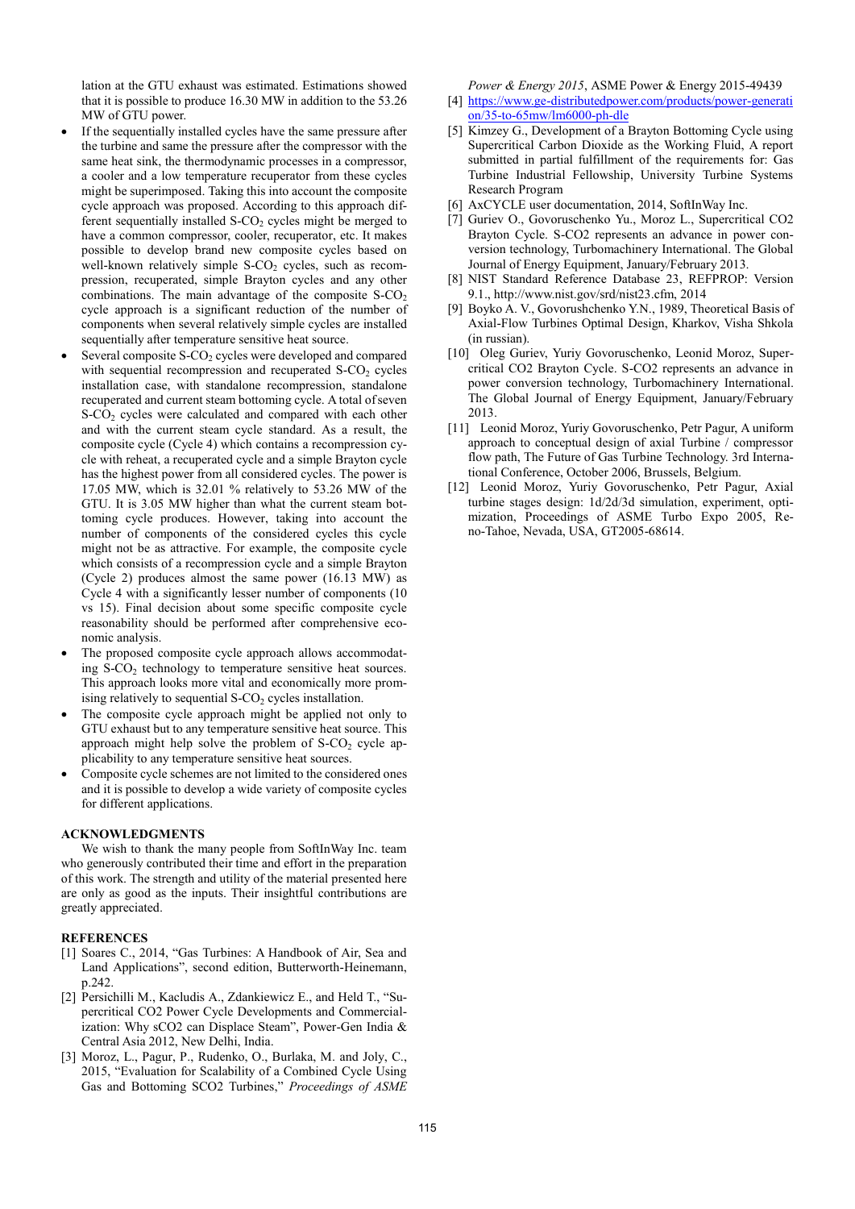lation at the GTU exhaust was estimated. Estimations showed that it is possible to produce 16.30 MW in addition to the 53.26 MW of GTU power.

- If the sequentially installed cycles have the same pressure after the turbine and same the pressure after the compressor with the same heat sink, the thermodynamic processes in a compressor, a cooler and a low temperature recuperator from these cycles might be superimposed. Taking this into account the composite cycle approach was proposed. According to this approach different sequentially installed S-$CO_2$ cycles might be merged to have a common compressor, cooler, recuperator, etc. It makes possible to develop brand new composite cycles based on well-known relatively simple S-$CO_2$ cycles, such as recompression, recuperated, simple Brayton cycles and any other combinations. The main advantage of the composite S-$CO_2$ cycle approach is a significant reduction of the number of components when several relatively simple cycles are installed sequentially after temperature sensitive heat source.
- Several composite S-$CO_2$ cycles were developed and compared with sequential recompression and recuperated S-$CO_2$ cycles installation case, with standalone recompression, standalone recuperated and current steam bottoming cycle. A total of seven S-$CO_2$ cycles were calculated and compared with each other and with the current steam cycle standard. As a result, the composite cycle (Cycle 4) which contains a recompression cycle with reheat, a recuperated cycle and a simple Brayton cycle has the highest power from all considered cycles. The power is 17.05 MW, which is 32.01 % relatively to 53.26 MW of the GTU. It is 3.05 MW higher than what the current steam bottoming cycle produces. However, taking into account the number of components of the considered cycles this cycle might not be as attractive. For example, the composite cycle which consists of a recompression cycle and a simple Brayton (Cycle 2) produces almost the same power (16.13 MW) as Cycle 4 with a significantly lesser number of components (10 vs 15). Final decision about some specific composite cycle reasonability should be performed after comprehensive economic analysis.
- The proposed composite cycle approach allows accommodating S-$CO_2$ technology to temperature sensitive heat sources. This approach looks more vital and economically more promising relatively to sequential S-$CO_2$ cycles installation.
- The composite cycle approach might be applied not only to GTU exhaust but to any temperature sensitive heat source. This approach might help solve the problem of S-$CO_2$ cycle applicability to any temperature sensitive heat sources.
- Composite cycle schemes are not limited to the considered ones and it is possible to develop a wide variety of composite cycles for different applications.

## ACKNOWLEDGMENTS

We wish to thank the many people from SoftInWay Inc. team who generously contributed their time and effort in the preparation of this work. The strength and utility of the material presented here are only as good as the inputs. Their insightful contributions are greatly appreciated.

## REFERENCES

[1] Soares C., 2014, "Gas Turbines: A Handbook of Air, Sea and Land Applications", second edition, Butterworth-Heinemann, p.242.

[2] Persichilli M., Kacludis A., Zdankiewicz E., and Held T., "Supercritical CO2 Power Cycle Developments and Commercialization: Why sCO2 can Displace Steam", Power-Gen India & Central Asia 2012, New Delhi, India.

[3] Moroz, L., Pagur, P., Rudenko, O., Burlaka, M. and Joly, C., 2015, "Evaluation for Scalability of a Combined Cycle Using Gas and Bottoming SCO2 Turbines," *Proceedings of ASME Power & Energy 2015*, ASME Power & Energy 2015-49439

[4] https://www.ge-distributedpower.com/products/power-generation/35-to-65mw/lm6000-ph-dle

[5] Kimzey G., Development of a Brayton Bottoming Cycle using Supercritical Carbon Dioxide as the Working Fluid, A report submitted in partial fulfillment of the requirements for: Gas Turbine Industrial Fellowship, University Turbine Systems Research Program

[6] AxCYCLE user documentation, 2014, SoftInWay Inc.

[7] Guriev O., Govoruschenko Yu., Moroz L., Supercritical CO2 Brayton Cycle. S-CO2 represents an advance in power conversion technology, Turbomachinery International. The Global Journal of Energy Equipment, January/February 2013.

[8] NIST Standard Reference Database 23, REFPROP: Version 9.1., http://www.nist.gov/srd/nist23.cfm, 2014

[9] Boyko A. V., Govorushchenko Y.N., 1989, Theoretical Basis of Axial-Flow Turbines Optimal Design, Kharkov, Visha Shkola (in russian).

[10] Oleg Guriev, Yuriy Govoruschenko, Leonid Moroz, Supercritical CO2 Brayton Cycle. S-CO2 represents an advance in power conversion technology, Turbomachinery International. The Global Journal of Energy Equipment, January/February 2013.

[11] Leonid Moroz, Yuriy Govoruschenko, Petr Pagur, A uniform approach to conceptual design of axial Turbine / compressor flow path, The Future of Gas Turbine Technology. 3rd International Conference, October 2006, Brussels, Belgium.

[12] Leonid Moroz, Yuriy Govoruschenko, Petr Pagur, Axial turbine stages design: 1d/2d/3d simulation, experiment, optimization, Proceedings of ASME Turbo Expo 2005, Reno-Tahoe, Nevada, USA, GT2005-68614.